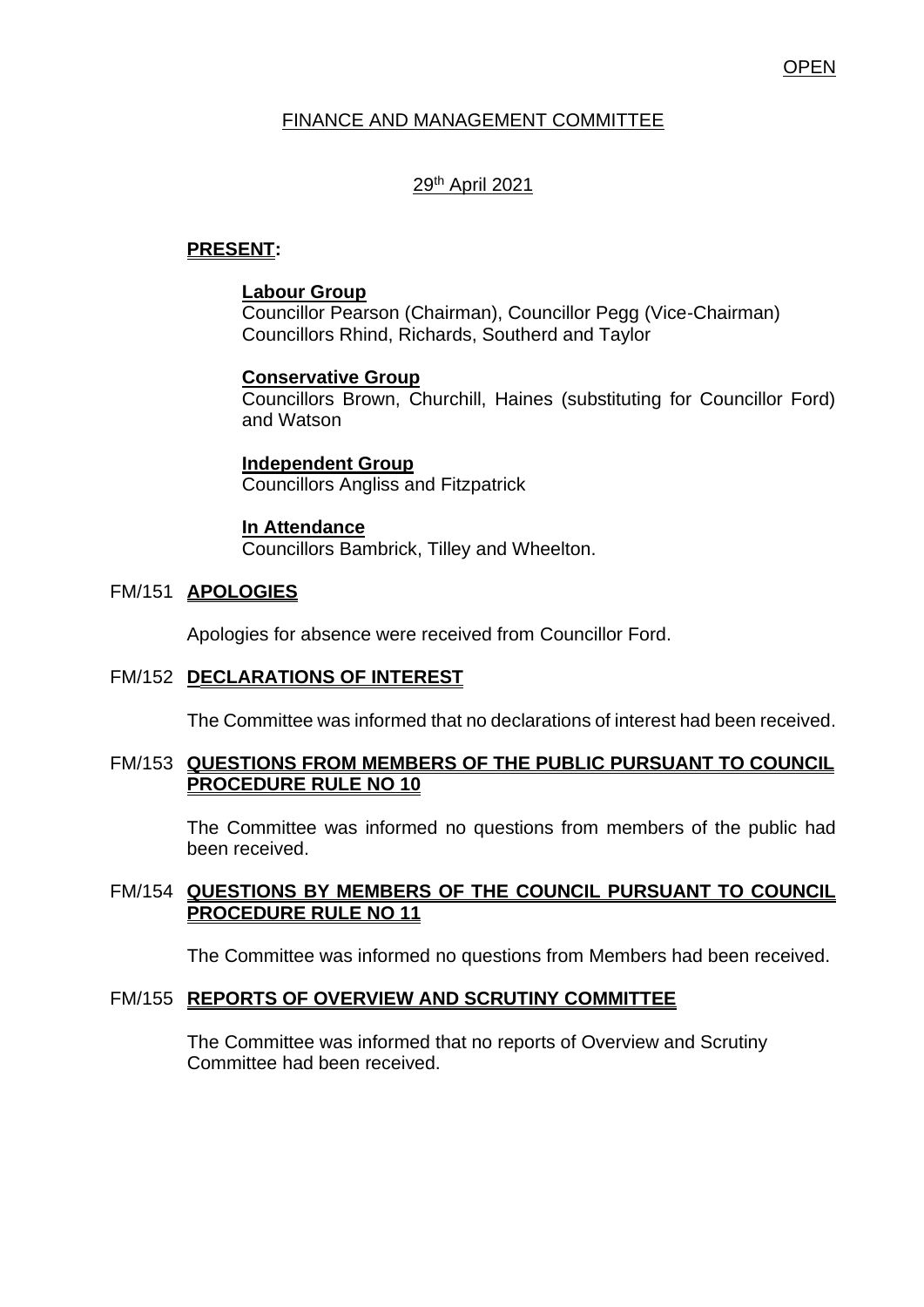OPEN

# FINANCE AND MANAGEMENT COMMITTEE

29th April 2021

**PRESENT:**

**Labour Group**
Councillor Pearson (Chairman), Councillor Pegg (Vice-Chairman)
Councillors Rhind, Richards, Southerd and Taylor

**Conservative Group**
Councillors Brown, Churchill, Haines (substituting for Councillor Ford) and Watson

**Independent Group**
Councillors Angliss and Fitzpatrick

**In Attendance**
Councillors Bambrick, Tilley and Wheelton.

## FM/151 APOLOGIES

Apologies for absence were received from Councillor Ford.

## FM/152 DECLARATIONS OF INTEREST

The Committee was informed that no declarations of interest had been received.

## FM/153 QUESTIONS FROM MEMBERS OF THE PUBLIC PURSUANT TO COUNCIL PROCEDURE RULE NO 10

The Committee was informed no questions from members of the public had been received.

## FM/154 QUESTIONS BY MEMBERS OF THE COUNCIL PURSUANT TO COUNCIL PROCEDURE RULE NO 11

The Committee was informed no questions from Members had been received.

## FM/155 REPORTS OF OVERVIEW AND SCRUTINY COMMITTEE

The Committee was informed that no reports of Overview and Scrutiny Committee had been received.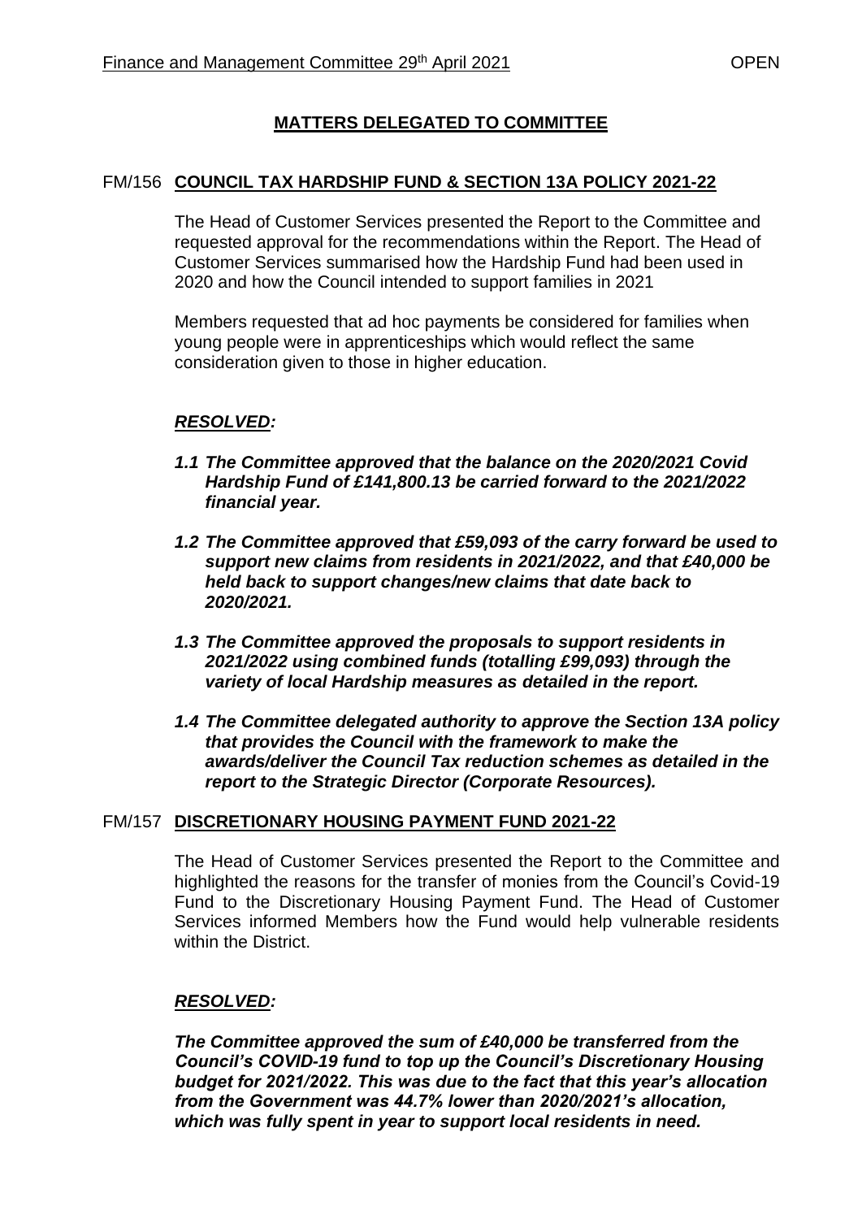## MATTERS DELEGATED TO COMMITTEE

### FM/156 COUNCIL TAX HARDSHIP FUND & SECTION 13A POLICY 2021-22

The Head of Customer Services presented the Report to the Committee and requested approval for the recommendations within the Report. The Head of Customer Services summarised how the Hardship Fund had been used in 2020 and how the Council intended to support families in 2021

Members requested that ad hoc payments be considered for families when young people were in apprenticeships which would reflect the same consideration given to those in higher education.

***RESOLVED:***

***1.1 The Committee approved that the balance on the 2020/2021 Covid Hardship Fund of £141,800.13 be carried forward to the 2021/2022 financial year.***

***1.2 The Committee approved that £59,093 of the carry forward be used to support new claims from residents in 2021/2022, and that £40,000 be held back to support changes/new claims that date back to 2020/2021.***

***1.3 The Committee approved the proposals to support residents in 2021/2022 using combined funds (totalling £99,093) through the variety of local Hardship measures as detailed in the report.***

***1.4 The Committee delegated authority to approve the Section 13A policy that provides the Council with the framework to make the awards/deliver the Council Tax reduction schemes as detailed in the report to the Strategic Director (Corporate Resources).***

### FM/157 DISCRETIONARY HOUSING PAYMENT FUND 2021-22

The Head of Customer Services presented the Report to the Committee and highlighted the reasons for the transfer of monies from the Council's Covid-19 Fund to the Discretionary Housing Payment Fund. The Head of Customer Services informed Members how the Fund would help vulnerable residents within the District.

***RESOLVED:***

***The Committee approved the sum of £40,000 be transferred from the Council's COVID-19 fund to top up the Council's Discretionary Housing budget for 2021/2022. This was due to the fact that this year's allocation from the Government was 44.7% lower than 2020/2021's allocation, which was fully spent in year to support local residents in need.***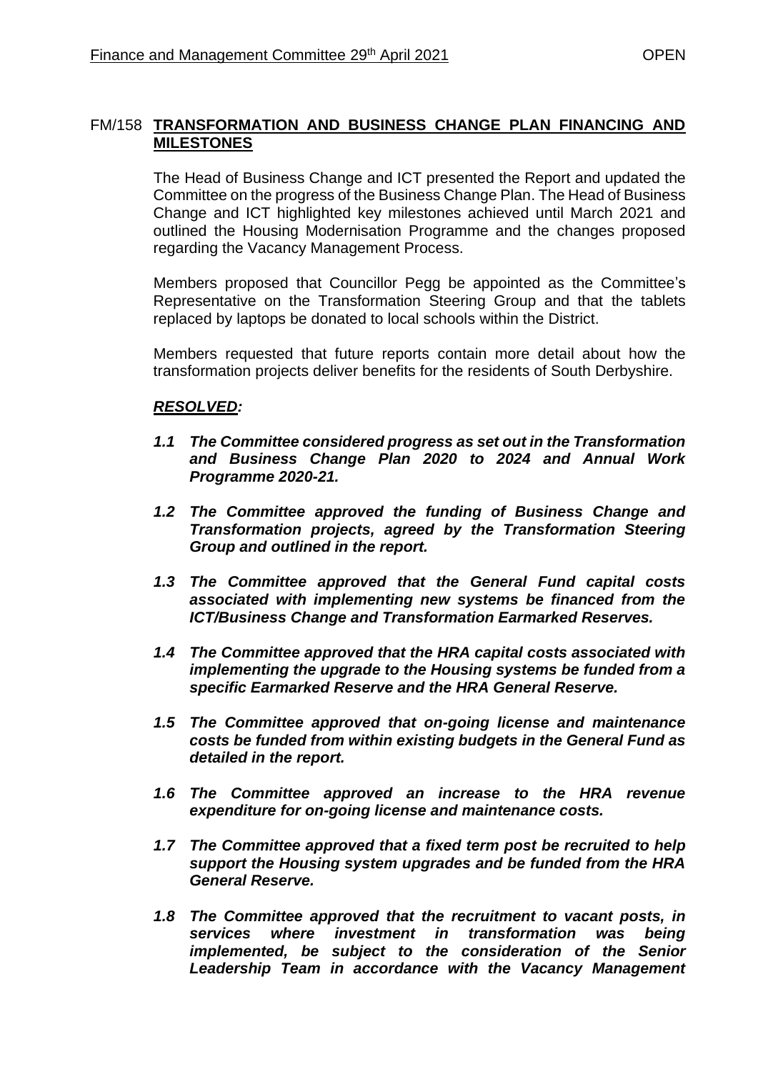## FM/158 **TRANSFORMATION AND BUSINESS CHANGE PLAN FINANCING AND MILESTONES**

The Head of Business Change and ICT presented the Report and updated the Committee on the progress of the Business Change Plan. The Head of Business Change and ICT highlighted key milestones achieved until March 2021 and outlined the Housing Modernisation Programme and the changes proposed regarding the Vacancy Management Process.

Members proposed that Councillor Pegg be appointed as the Committee's Representative on the Transformation Steering Group and that the tablets replaced by laptops be donated to local schools within the District.

Members requested that future reports contain more detail about how the transformation projects deliver benefits for the residents of South Derbyshire.

***RESOLVED:***

***1.1 The Committee considered progress as set out in the Transformation and Business Change Plan 2020 to 2024 and Annual Work Programme 2020-21.***

***1.2 The Committee approved the funding of Business Change and Transformation projects, agreed by the Transformation Steering Group and outlined in the report.***

***1.3 The Committee approved that the General Fund capital costs associated with implementing new systems be financed from the ICT/Business Change and Transformation Earmarked Reserves.***

***1.4 The Committee approved that the HRA capital costs associated with implementing the upgrade to the Housing systems be funded from a specific Earmarked Reserve and the HRA General Reserve.***

***1.5 The Committee approved that on-going license and maintenance costs be funded from within existing budgets in the General Fund as detailed in the report.***

***1.6 The Committee approved an increase to the HRA revenue expenditure for on-going license and maintenance costs.***

***1.7 The Committee approved that a fixed term post be recruited to help support the Housing system upgrades and be funded from the HRA General Reserve.***

***1.8 The Committee approved that the recruitment to vacant posts, in services where investment in transformation was being implemented, be subject to the consideration of the Senior Leadership Team in accordance with the Vacancy Management***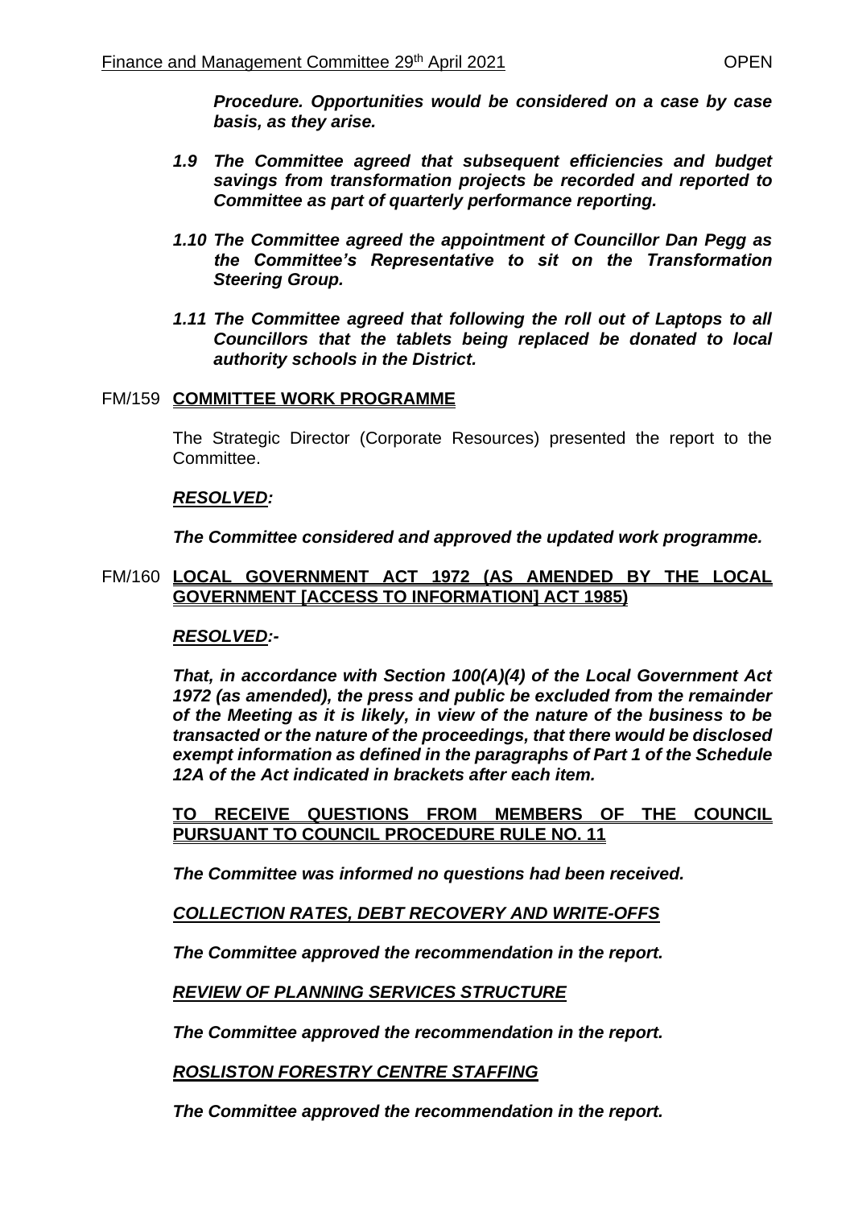***Procedure. Opportunities would be considered on a case by case basis, as they arise.***

***1.9 The Committee agreed that subsequent efficiencies and budget savings from transformation projects be recorded and reported to Committee as part of quarterly performance reporting.***

***1.10 The Committee agreed the appointment of Councillor Dan Pegg as the Committee's Representative to sit on the Transformation Steering Group.***

***1.11 The Committee agreed that following the roll out of Laptops to all Councillors that the tablets being replaced be donated to local authority schools in the District.***

FM/159 **COMMITTEE WORK PROGRAMME**

The Strategic Director (Corporate Resources) presented the report to the Committee.

***RESOLVED:***

***The Committee considered and approved the updated work programme.***

FM/160 **LOCAL GOVERNMENT ACT 1972 (AS AMENDED BY THE LOCAL GOVERNMENT [ACCESS TO INFORMATION] ACT 1985)**

***RESOLVED:-***

***That, in accordance with Section 100(A)(4) of the Local Government Act 1972 (as amended), the press and public be excluded from the remainder of the Meeting as it is likely, in view of the nature of the business to be transacted or the nature of the proceedings, that there would be disclosed exempt information as defined in the paragraphs of Part 1 of the Schedule 12A of the Act indicated in brackets after each item.***

**TO RECEIVE QUESTIONS FROM MEMBERS OF THE COUNCIL PURSUANT TO COUNCIL PROCEDURE RULE NO. 11**

***The Committee was informed no questions had been received.***

***COLLECTION RATES, DEBT RECOVERY AND WRITE-OFFS***

***The Committee approved the recommendation in the report.***

***REVIEW OF PLANNING SERVICES STRUCTURE***

***The Committee approved the recommendation in the report.***

***ROSLISTON FORESTRY CENTRE STAFFING***

***The Committee approved the recommendation in the report.***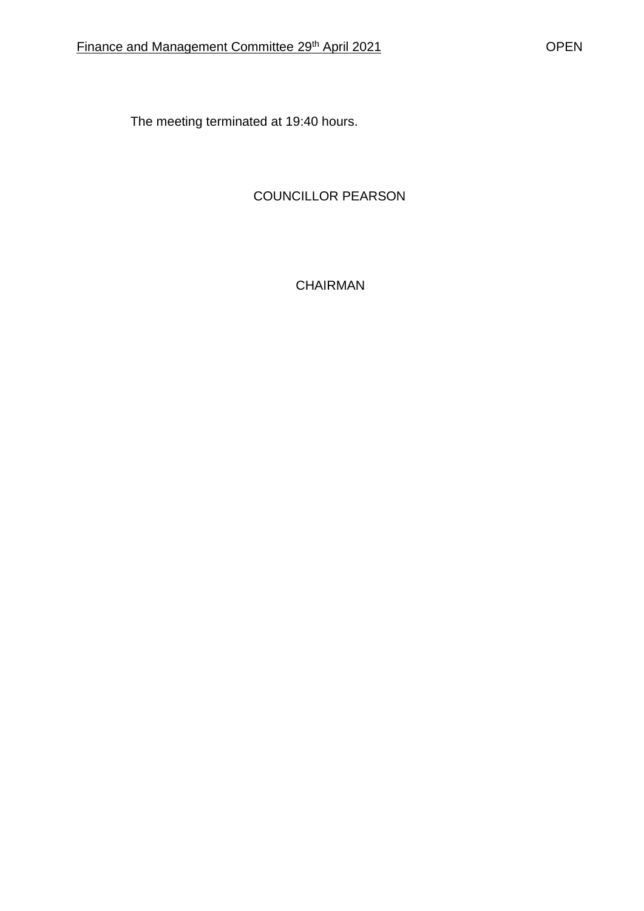The meeting terminated at 19:40 hours.

COUNCILLOR PEARSON

CHAIRMAN